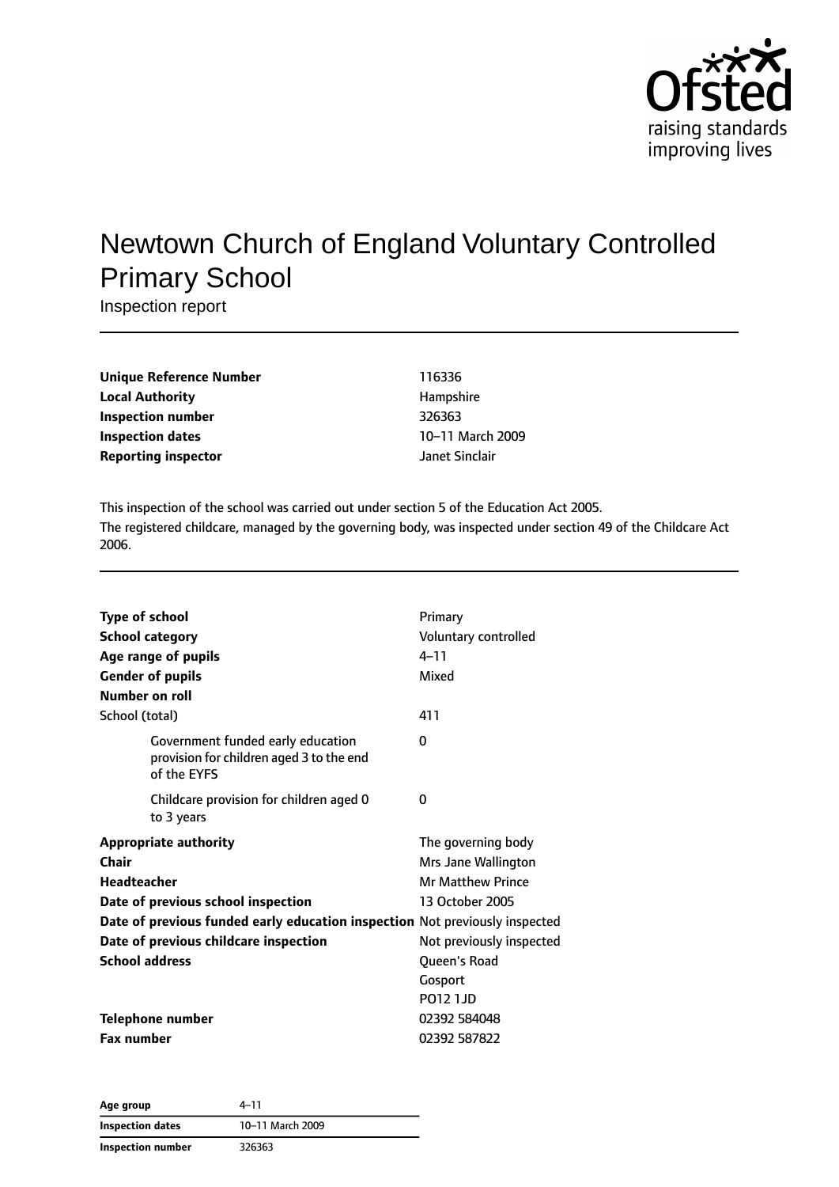# Newtown Church of England Voluntary Controlled Primary School

Inspection report

| | |
|---|---|
| **Unique Reference Number** | 116336 |
| **Local Authority** | Hampshire |
| **Inspection number** | 326363 |
| **Inspection dates** | 10–11 March 2009 |
| **Reporting inspector** | Janet Sinclair |

This inspection of the school was carried out under section 5 of the Education Act 2005.

The registered childcare, managed by the governing body, was inspected under section 49 of the Childcare Act 2006.

| | |
|---|---|
| **Type of school** | Primary |
| **School category** | Voluntary controlled |
| **Age range of pupils** | 4–11 |
| **Gender of pupils** | Mixed |
| **Number on roll** | |
| School (total) | 411 |
| Government funded early education provision for children aged 3 to the end of the EYFS | 0 |
| Childcare provision for children aged 0 to 3 years | 0 |
| **Appropriate authority** | The governing body |
| **Chair** | Mrs Jane Wallington |
| **Headteacher** | Mr Matthew Prince |
| **Date of previous school inspection** | 13 October 2005 |
| **Date of previous funded early education inspection** | Not previously inspected |
| **Date of previous childcare inspection** | Not previously inspected |
| **School address** | Queen's Road<br>Gosport<br>PO12 1JD |
| **Telephone number** | 02392 584048 |
| **Fax number** | 02392 587822 |

| | |
|---|---|
| **Age group** | 4–11 |
| **Inspection dates** | 10–11 March 2009 |
| **Inspection number** | 326363 |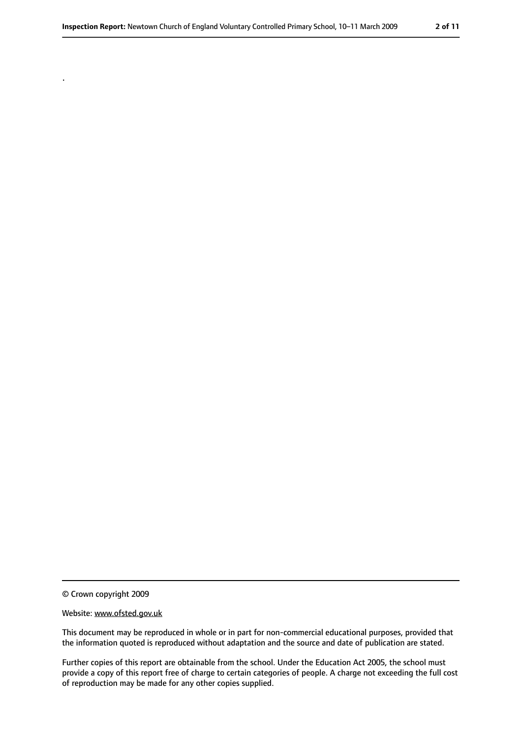.

© Crown copyright 2009

Website: www.ofsted.gov.uk

This document may be reproduced in whole or in part for non-commercial educational purposes, provided that the information quoted is reproduced without adaptation and the source and date of publication are stated.

Further copies of this report are obtainable from the school. Under the Education Act 2005, the school must provide a copy of this report free of charge to certain categories of people. A charge not exceeding the full cost of reproduction may be made for any other copies supplied.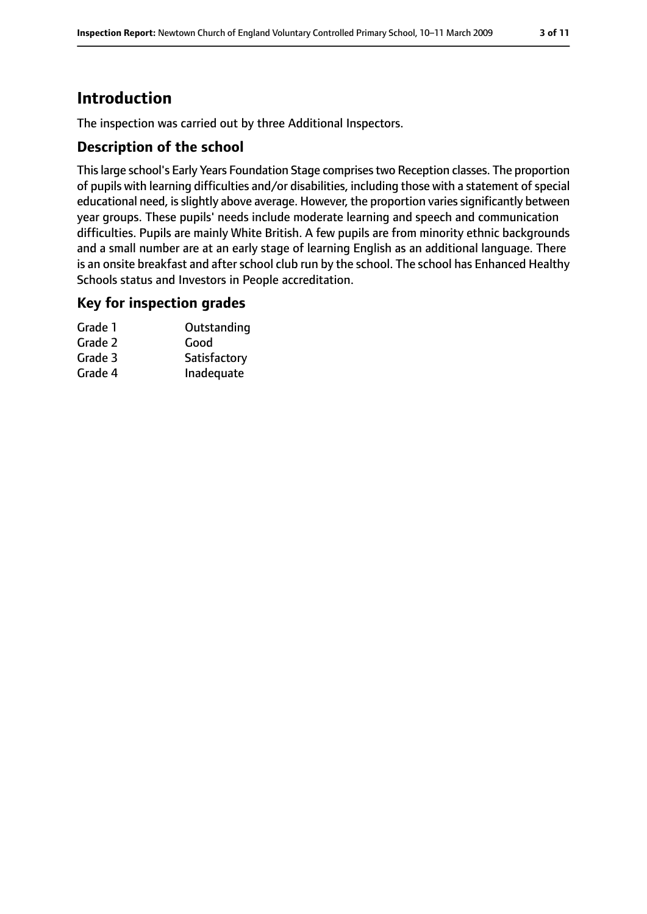# Introduction

The inspection was carried out by three Additional Inspectors.

## Description of the school

This large school's Early Years Foundation Stage comprises two Reception classes. The proportion of pupils with learning difficulties and/or disabilities, including those with a statement of special educational need, is slightly above average. However, the proportion varies significantly between year groups. These pupils' needs include moderate learning and speech and communication difficulties. Pupils are mainly White British. A few pupils are from minority ethnic backgrounds and a small number are at an early stage of learning English as an additional language. There is an onsite breakfast and after school club run by the school. The school has Enhanced Healthy Schools status and Investors in People accreditation.

## Key for inspection grades

| | |
|---|---|
| Grade 1 | Outstanding |
| Grade 2 | Good |
| Grade 3 | Satisfactory |
| Grade 4 | Inadequate |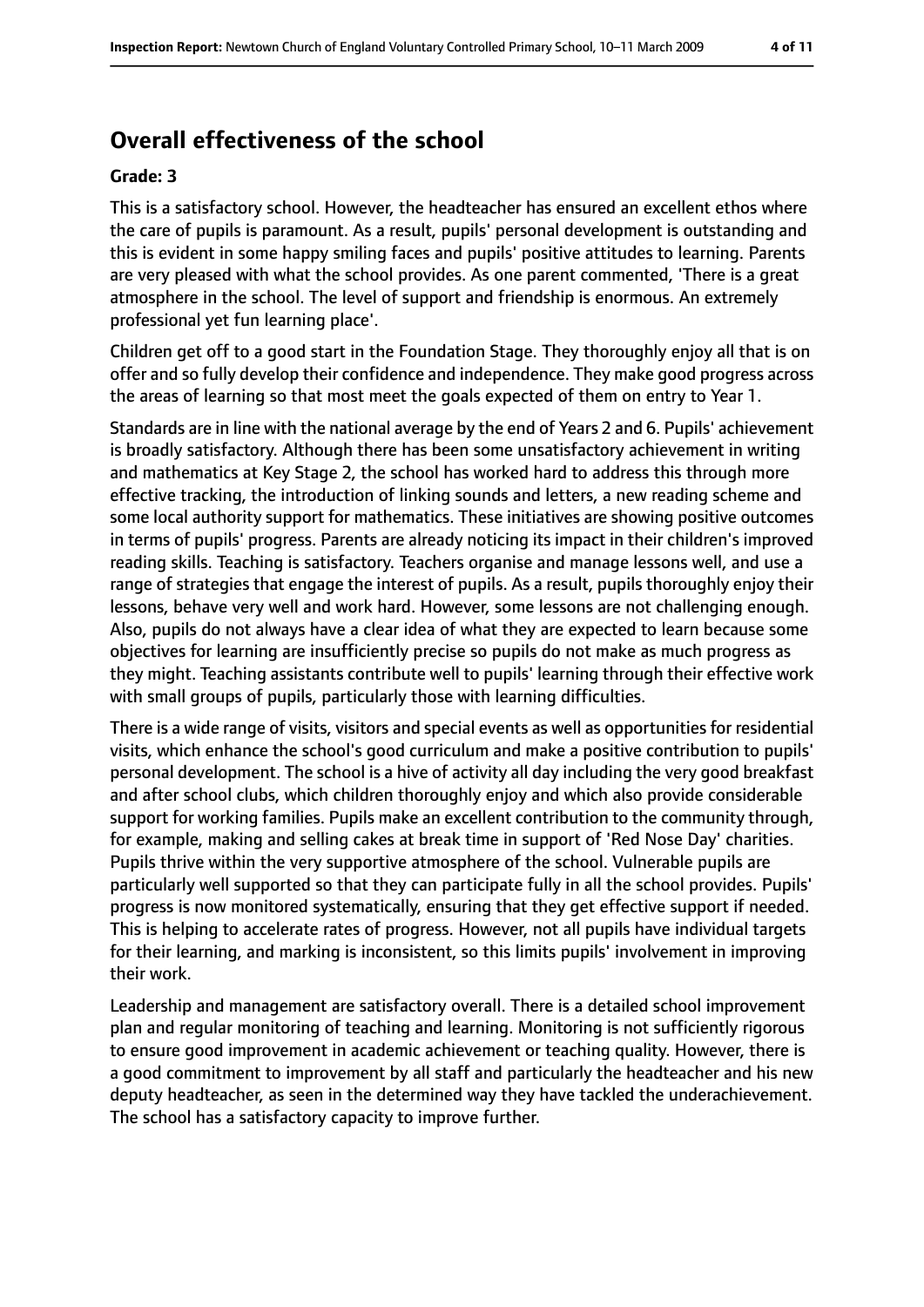## Overall effectiveness of the school

**Grade: 3**

This is a satisfactory school. However, the headteacher has ensured an excellent ethos where the care of pupils is paramount. As a result, pupils' personal development is outstanding and this is evident in some happy smiling faces and pupils' positive attitudes to learning. Parents are very pleased with what the school provides. As one parent commented, 'There is a great atmosphere in the school. The level of support and friendship is enormous. An extremely professional yet fun learning place'.

Children get off to a good start in the Foundation Stage. They thoroughly enjoy all that is on offer and so fully develop their confidence and independence. They make good progress across the areas of learning so that most meet the goals expected of them on entry to Year 1.

Standards are in line with the national average by the end of Years 2 and 6. Pupils' achievement is broadly satisfactory. Although there has been some unsatisfactory achievement in writing and mathematics at Key Stage 2, the school has worked hard to address this through more effective tracking, the introduction of linking sounds and letters, a new reading scheme and some local authority support for mathematics. These initiatives are showing positive outcomes in terms of pupils' progress. Parents are already noticing its impact in their children's improved reading skills. Teaching is satisfactory. Teachers organise and manage lessons well, and use a range of strategies that engage the interest of pupils. As a result, pupils thoroughly enjoy their lessons, behave very well and work hard. However, some lessons are not challenging enough. Also, pupils do not always have a clear idea of what they are expected to learn because some objectives for learning are insufficiently precise so pupils do not make as much progress as they might. Teaching assistants contribute well to pupils' learning through their effective work with small groups of pupils, particularly those with learning difficulties.

There is a wide range of visits, visitors and special events as well as opportunities for residential visits, which enhance the school's good curriculum and make a positive contribution to pupils' personal development. The school is a hive of activity all day including the very good breakfast and after school clubs, which children thoroughly enjoy and which also provide considerable support for working families. Pupils make an excellent contribution to the community through, for example, making and selling cakes at break time in support of 'Red Nose Day' charities. Pupils thrive within the very supportive atmosphere of the school. Vulnerable pupils are particularly well supported so that they can participate fully in all the school provides. Pupils' progress is now monitored systematically, ensuring that they get effective support if needed. This is helping to accelerate rates of progress. However, not all pupils have individual targets for their learning, and marking is inconsistent, so this limits pupils' involvement in improving their work.

Leadership and management are satisfactory overall. There is a detailed school improvement plan and regular monitoring of teaching and learning. Monitoring is not sufficiently rigorous to ensure good improvement in academic achievement or teaching quality. However, there is a good commitment to improvement by all staff and particularly the headteacher and his new deputy headteacher, as seen in the determined way they have tackled the underachievement. The school has a satisfactory capacity to improve further.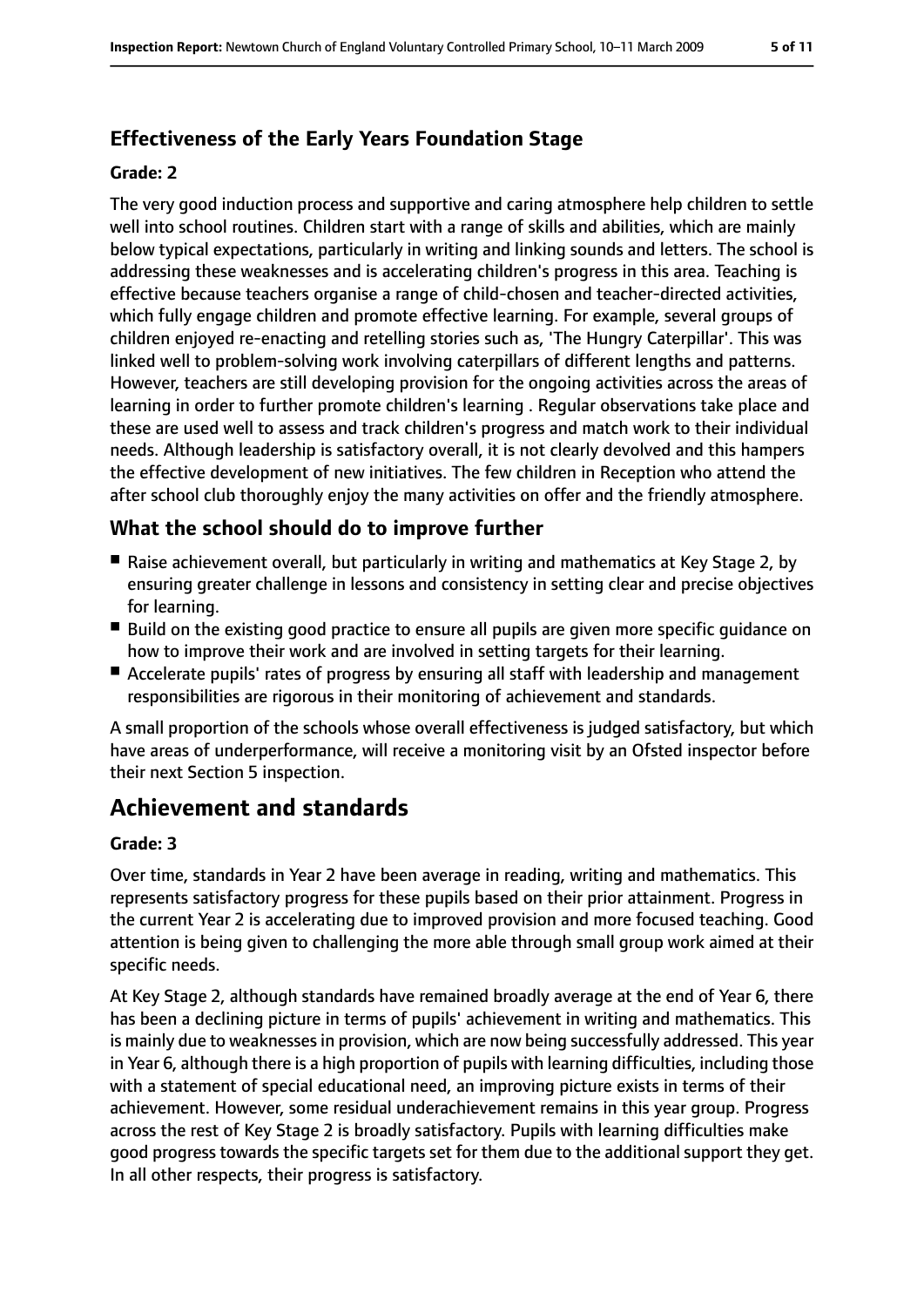### Effectiveness of the Early Years Foundation Stage

#### Grade: 2

The very good induction process and supportive and caring atmosphere help children to settle well into school routines. Children start with a range of skills and abilities, which are mainly below typical expectations, particularly in writing and linking sounds and letters. The school is addressing these weaknesses and is accelerating children's progress in this area. Teaching is effective because teachers organise a range of child-chosen and teacher-directed activities, which fully engage children and promote effective learning. For example, several groups of children enjoyed re-enacting and retelling stories such as, 'The Hungry Caterpillar'. This was linked well to problem-solving work involving caterpillars of different lengths and patterns. However, teachers are still developing provision for the ongoing activities across the areas of learning in order to further promote children's learning . Regular observations take place and these are used well to assess and track children's progress and match work to their individual needs. Although leadership is satisfactory overall, it is not clearly devolved and this hampers the effective development of new initiatives. The few children in Reception who attend the after school club thoroughly enjoy the many activities on offer and the friendly atmosphere.

### What the school should do to improve further

- Raise achievement overall, but particularly in writing and mathematics at Key Stage 2, by ensuring greater challenge in lessons and consistency in setting clear and precise objectives for learning.
- Build on the existing good practice to ensure all pupils are given more specific guidance on how to improve their work and are involved in setting targets for their learning.
- Accelerate pupils' rates of progress by ensuring all staff with leadership and management responsibilities are rigorous in their monitoring of achievement and standards.

A small proportion of the schools whose overall effectiveness is judged satisfactory, but which have areas of underperformance, will receive a monitoring visit by an Ofsted inspector before their next Section 5 inspection.

## Achievement and standards

#### Grade: 3

Over time, standards in Year 2 have been average in reading, writing and mathematics. This represents satisfactory progress for these pupils based on their prior attainment. Progress in the current Year 2 is accelerating due to improved provision and more focused teaching. Good attention is being given to challenging the more able through small group work aimed at their specific needs.

At Key Stage 2, although standards have remained broadly average at the end of Year 6, there has been a declining picture in terms of pupils' achievement in writing and mathematics. This is mainly due to weaknesses in provision, which are now being successfully addressed. This year in Year 6, although there is a high proportion of pupils with learning difficulties, including those with a statement of special educational need, an improving picture exists in terms of their achievement. However, some residual underachievement remains in this year group. Progress across the rest of Key Stage 2 is broadly satisfactory. Pupils with learning difficulties make good progress towards the specific targets set for them due to the additional support they get. In all other respects, their progress is satisfactory.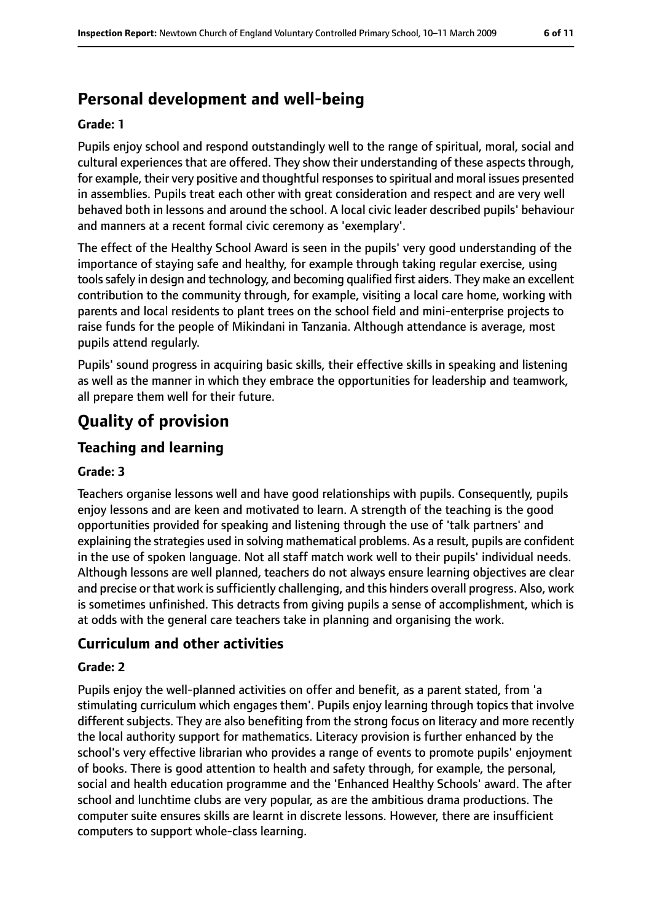## Personal development and well-being

**Grade: 1**

Pupils enjoy school and respond outstandingly well to the range of spiritual, moral, social and cultural experiences that are offered. They show their understanding of these aspects through, for example, their very positive and thoughtful responses to spiritual and moral issues presented in assemblies. Pupils treat each other with great consideration and respect and are very well behaved both in lessons and around the school. A local civic leader described pupils' behaviour and manners at a recent formal civic ceremony as 'exemplary'.

The effect of the Healthy School Award is seen in the pupils' very good understanding of the importance of staying safe and healthy, for example through taking regular exercise, using tools safely in design and technology, and becoming qualified first aiders. They make an excellent contribution to the community through, for example, visiting a local care home, working with parents and local residents to plant trees on the school field and mini-enterprise projects to raise funds for the people of Mikindani in Tanzania. Although attendance is average, most pupils attend regularly.

Pupils' sound progress in acquiring basic skills, their effective skills in speaking and listening as well as the manner in which they embrace the opportunities for leadership and teamwork, all prepare them well for their future.

# Quality of provision

## Teaching and learning

**Grade: 3**

Teachers organise lessons well and have good relationships with pupils. Consequently, pupils enjoy lessons and are keen and motivated to learn. A strength of the teaching is the good opportunities provided for speaking and listening through the use of 'talk partners' and explaining the strategies used in solving mathematical problems. As a result, pupils are confident in the use of spoken language. Not all staff match work well to their pupils' individual needs. Although lessons are well planned, teachers do not always ensure learning objectives are clear and precise or that work is sufficiently challenging, and this hinders overall progress. Also, work is sometimes unfinished. This detracts from giving pupils a sense of accomplishment, which is at odds with the general care teachers take in planning and organising the work.

## Curriculum and other activities

**Grade: 2**

Pupils enjoy the well-planned activities on offer and benefit, as a parent stated, from 'a stimulating curriculum which engages them'. Pupils enjoy learning through topics that involve different subjects. They are also benefiting from the strong focus on literacy and more recently the local authority support for mathematics. Literacy provision is further enhanced by the school's very effective librarian who provides a range of events to promote pupils' enjoyment of books. There is good attention to health and safety through, for example, the personal, social and health education programme and the 'Enhanced Healthy Schools' award. The after school and lunchtime clubs are very popular, as are the ambitious drama productions. The computer suite ensures skills are learnt in discrete lessons. However, there are insufficient computers to support whole-class learning.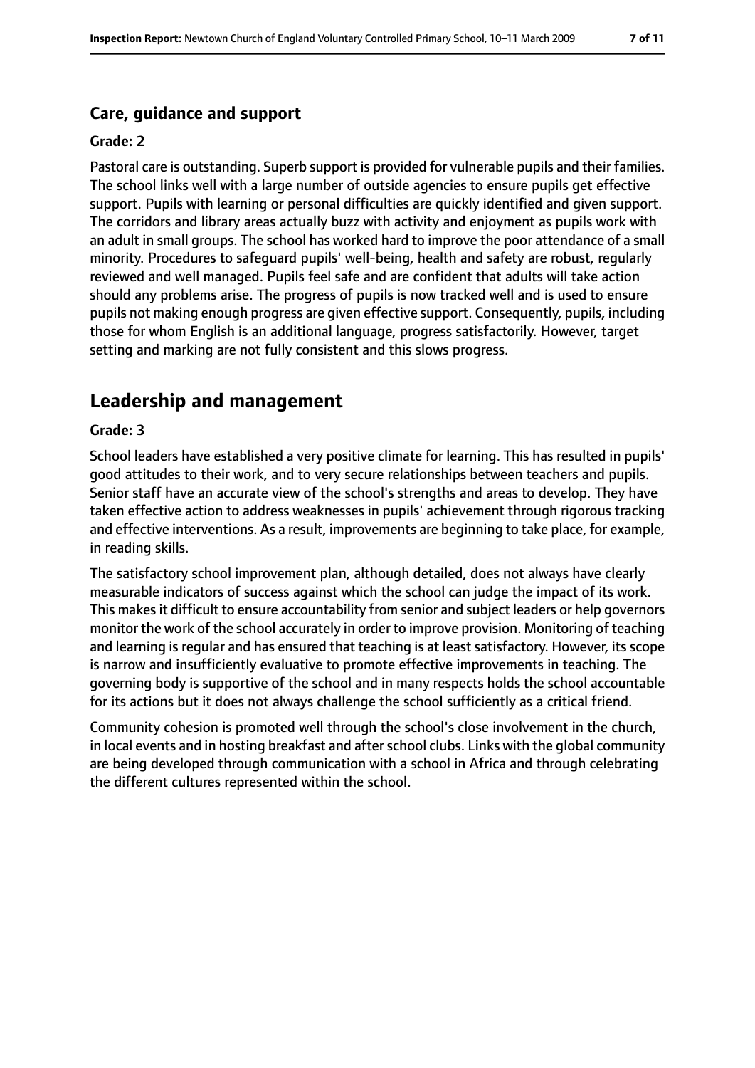### Care, guidance and support

#### Grade: 2

Pastoral care is outstanding. Superb support is provided for vulnerable pupils and their families. The school links well with a large number of outside agencies to ensure pupils get effective support. Pupils with learning or personal difficulties are quickly identified and given support. The corridors and library areas actually buzz with activity and enjoyment as pupils work with an adult in small groups. The school has worked hard to improve the poor attendance of a small minority. Procedures to safeguard pupils' well-being, health and safety are robust, regularly reviewed and well managed. Pupils feel safe and are confident that adults will take action should any problems arise. The progress of pupils is now tracked well and is used to ensure pupils not making enough progress are given effective support. Consequently, pupils, including those for whom English is an additional language, progress satisfactorily. However, target setting and marking are not fully consistent and this slows progress.

## Leadership and management

#### Grade: 3

School leaders have established a very positive climate for learning. This has resulted in pupils' good attitudes to their work, and to very secure relationships between teachers and pupils. Senior staff have an accurate view of the school's strengths and areas to develop. They have taken effective action to address weaknesses in pupils' achievement through rigorous tracking and effective interventions. As a result, improvements are beginning to take place, for example, in reading skills.

The satisfactory school improvement plan, although detailed, does not always have clearly measurable indicators of success against which the school can judge the impact of its work. This makes it difficult to ensure accountability from senior and subject leaders or help governors monitor the work of the school accurately in order to improve provision. Monitoring of teaching and learning is regular and has ensured that teaching is at least satisfactory. However, its scope is narrow and insufficiently evaluative to promote effective improvements in teaching. The governing body is supportive of the school and in many respects holds the school accountable for its actions but it does not always challenge the school sufficiently as a critical friend.

Community cohesion is promoted well through the school's close involvement in the church, in local events and in hosting breakfast and after school clubs. Links with the global community are being developed through communication with a school in Africa and through celebrating the different cultures represented within the school.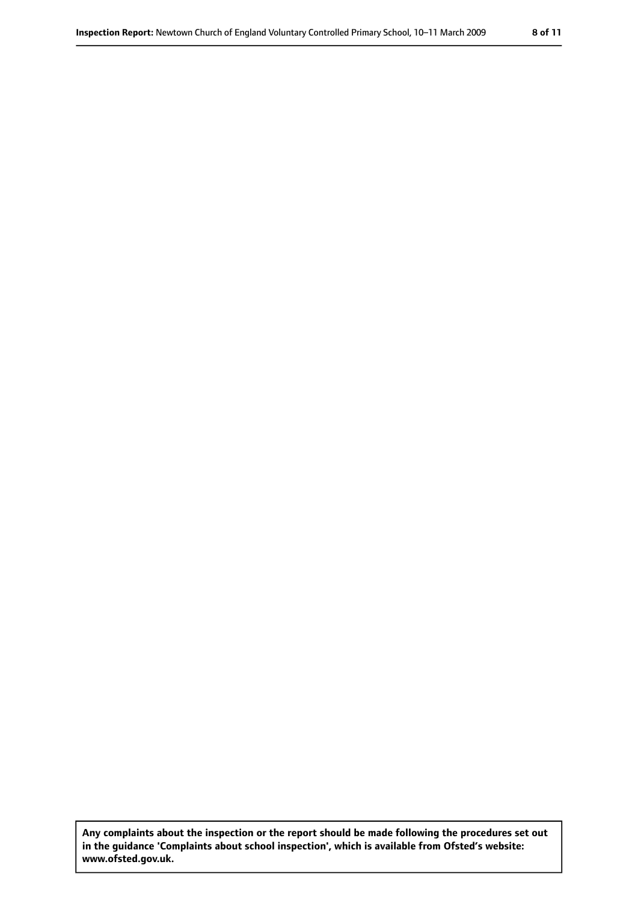**Any complaints about the inspection or the report should be made following the procedures set out in the guidance 'Complaints about school inspection', which is available from Ofsted's website: www.ofsted.gov.uk.**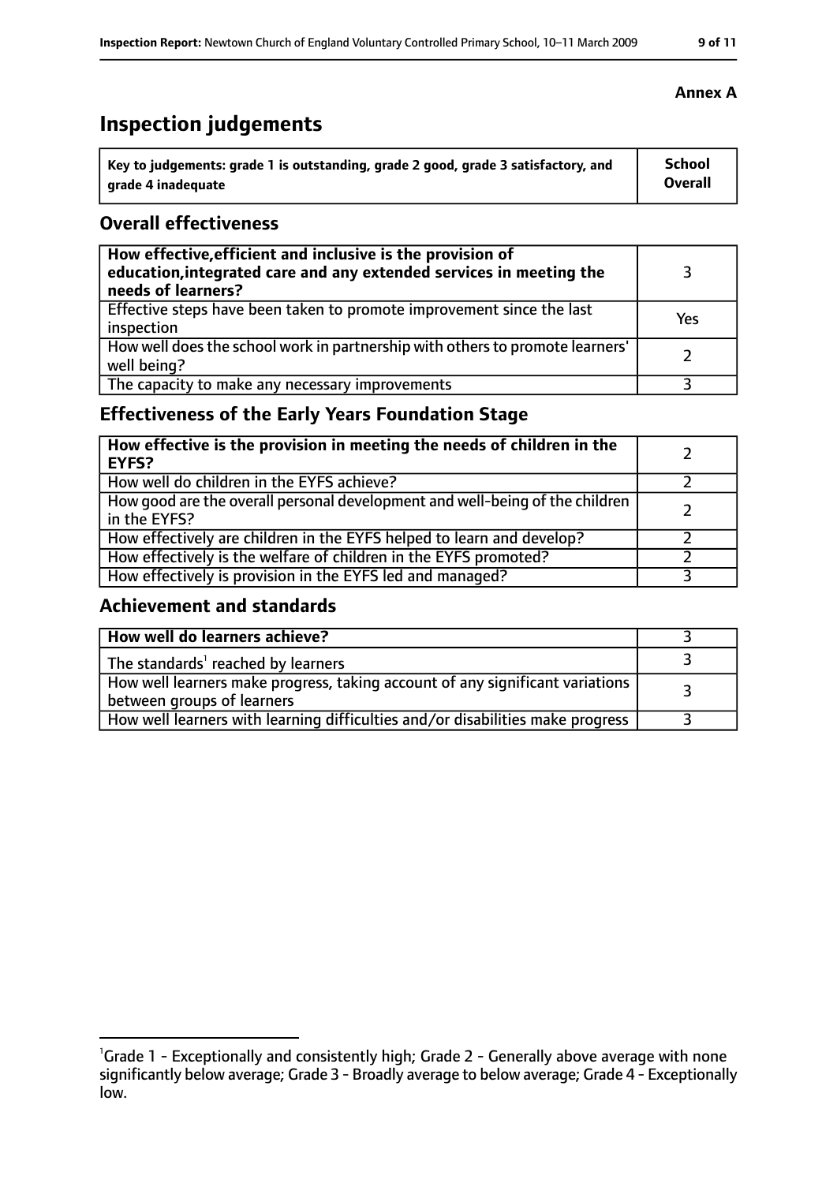**Annex A**

# Inspection judgements

| Key to judgements: grade 1 is outstanding, grade 2 good, grade 3 satisfactory, and grade 4 inadequate | School Overall |
|---|---|

## Overall effectiveness

| | |
|---|---|
| **How effective, efficient and inclusive is the provision of education, integrated care and any extended services in meeting the needs of learners?** | 3 |
| Effective steps have been taken to promote improvement since the last inspection | Yes |
| How well does the school work in partnership with others to promote learners' well being? | 2 |
| The capacity to make any necessary improvements | 3 |

## Effectiveness of the Early Years Foundation Stage

| | |
|---|---|
| **How effective is the provision in meeting the needs of children in the EYFS?** | 2 |
| How well do children in the EYFS achieve? | 2 |
| How good are the overall personal development and well-being of the children in the EYFS? | 2 |
| How effectively are children in the EYFS helped to learn and develop? | 2 |
| How effectively is the welfare of children in the EYFS promoted? | 2 |
| How effectively is provision in the EYFS led and managed? | 3 |

## Achievement and standards

| | |
|---|---|
| **How well do learners achieve?** | 3 |
| The standards[1] reached by learners | 3 |
| How well learners make progress, taking account of any significant variations between groups of learners | 3 |
| How well learners with learning difficulties and/or disabilities make progress | 3 |

[1]Grade 1 - Exceptionally and consistently high; Grade 2 - Generally above average with none significantly below average; Grade 3 - Broadly average to below average; Grade 4 - Exceptionally low.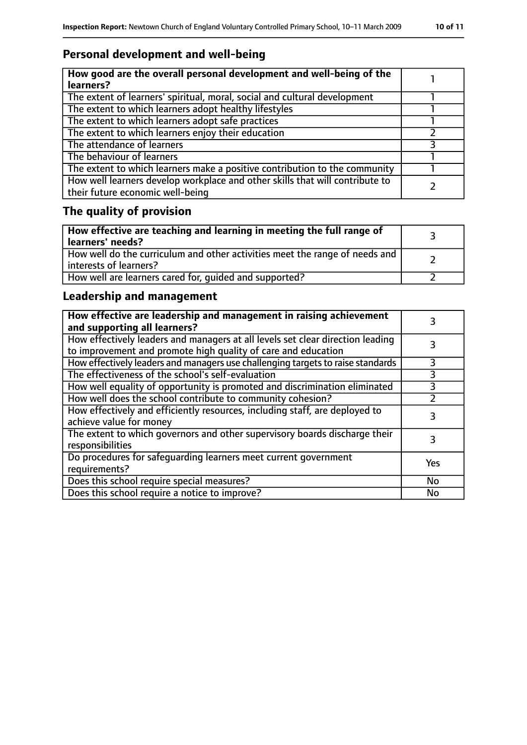## Personal development and well-being

| How good are the overall personal development and well-being of the learners? | 1 |
|---|---|
| The extent of learners' spiritual, moral, social and cultural development | 1 |
| The extent to which learners adopt healthy lifestyles | 1 |
| The extent to which learners adopt safe practices | 1 |
| The extent to which learners enjoy their education | 2 |
| The attendance of learners | 3 |
| The behaviour of learners | 1 |
| The extent to which learners make a positive contribution to the community | 1 |
| How well learners develop workplace and other skills that will contribute to their future economic well-being | 2 |

## The quality of provision

| How effective are teaching and learning in meeting the full range of learners' needs? | 3 |
|---|---|
| How well do the curriculum and other activities meet the range of needs and interests of learners? | 2 |
| How well are learners cared for, guided and supported? | 2 |

## Leadership and management

| How effective are leadership and management in raising achievement and supporting all learners? | 3 |
|---|---|
| How effectively leaders and managers at all levels set clear direction leading to improvement and promote high quality of care and education | 3 |
| How effectively leaders and managers use challenging targets to raise standards | 3 |
| The effectiveness of the school's self-evaluation | 3 |
| How well equality of opportunity is promoted and discrimination eliminated | 3 |
| How well does the school contribute to community cohesion? | 2 |
| How effectively and efficiently resources, including staff, are deployed to achieve value for money | 3 |
| The extent to which governors and other supervisory boards discharge their responsibilities | 3 |
| Do procedures for safeguarding learners meet current government requirements? | Yes |
| Does this school require special measures? | No |
| Does this school require a notice to improve? | No |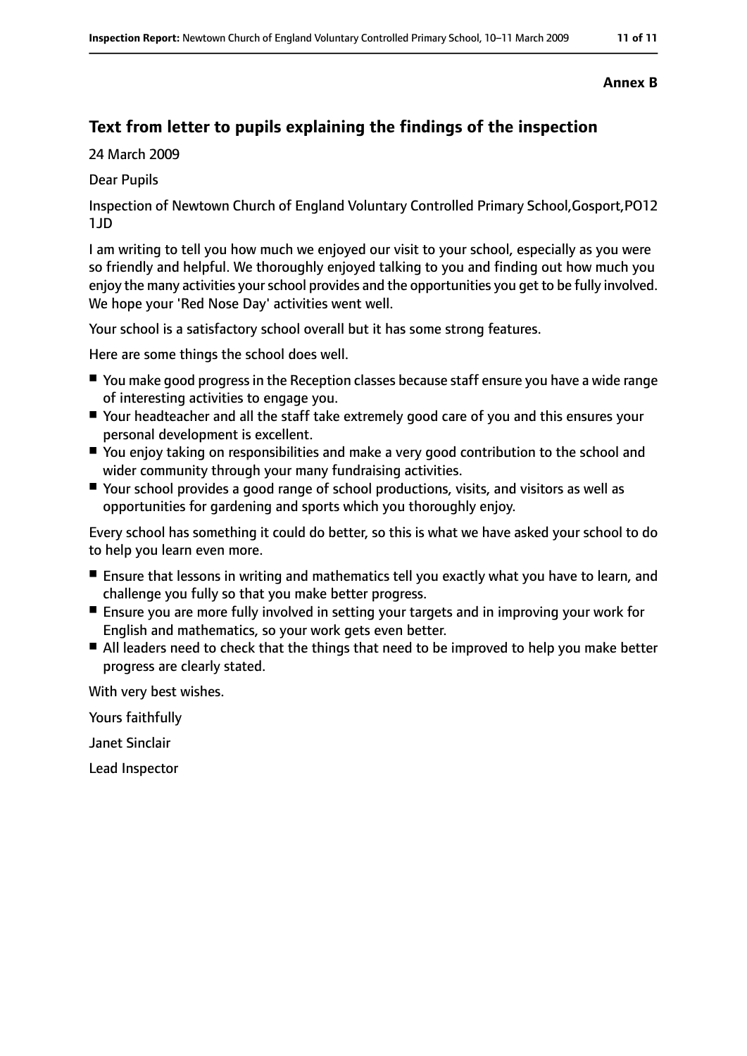**Annex B**

## Text from letter to pupils explaining the findings of the inspection

24 March 2009

Dear Pupils

Inspection of Newtown Church of England Voluntary Controlled Primary School,Gosport,PO12 1JD

I am writing to tell you how much we enjoyed our visit to your school, especially as you were so friendly and helpful. We thoroughly enjoyed talking to you and finding out how much you enjoy the many activities your school provides and the opportunities you get to be fully involved. We hope your 'Red Nose Day' activities went well.

Your school is a satisfactory school overall but it has some strong features.

Here are some things the school does well.

- You make good progress in the Reception classes because staff ensure you have a wide range of interesting activities to engage you.
- Your headteacher and all the staff take extremely good care of you and this ensures your personal development is excellent.
- You enjoy taking on responsibilities and make a very good contribution to the school and wider community through your many fundraising activities.
- Your school provides a good range of school productions, visits, and visitors as well as opportunities for gardening and sports which you thoroughly enjoy.

Every school has something it could do better, so this is what we have asked your school to do to help you learn even more.

- Ensure that lessons in writing and mathematics tell you exactly what you have to learn, and challenge you fully so that you make better progress.
- Ensure you are more fully involved in setting your targets and in improving your work for English and mathematics, so your work gets even better.
- All leaders need to check that the things that need to be improved to help you make better progress are clearly stated.

With very best wishes.

Yours faithfully

Janet Sinclair

Lead Inspector